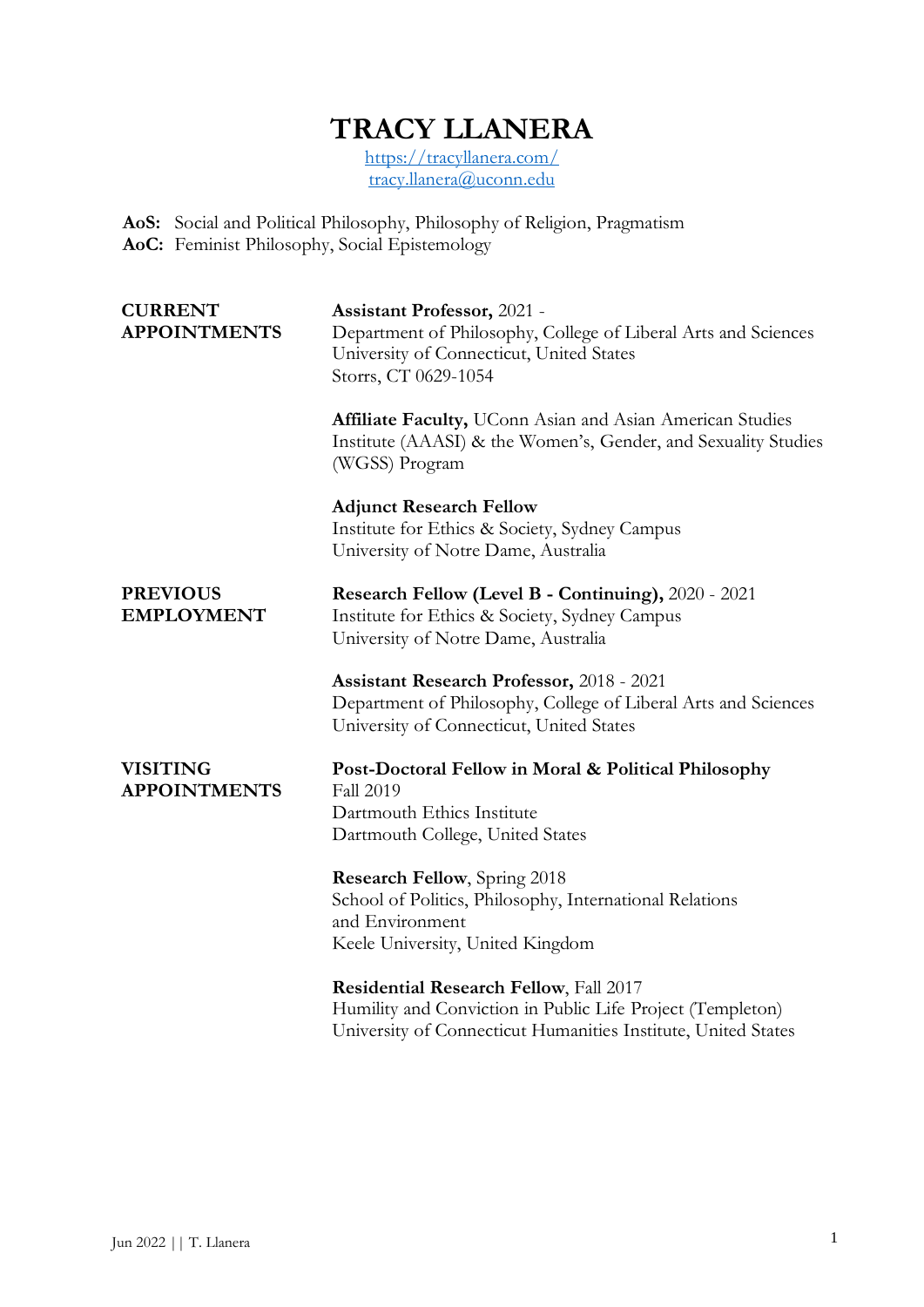# TRACY LLANERA

https://tracyllanera.com/
tracy.llanera@uconn.edu

**AoS:** Social and Political Philosophy, Philosophy of Religion, Pragmatism
**AoC:** Feminist Philosophy, Social Epistemology

## CURRENT APPOINTMENTS

**Assistant Professor,** 2021 -
Department of Philosophy, College of Liberal Arts and Sciences
University of Connecticut, United States
Storrs, CT 0629-1054

**Affiliate Faculty,** UConn Asian and Asian American Studies Institute (AAASI) & the Women's, Gender, and Sexuality Studies (WGSS) Program

**Adjunct Research Fellow**
Institute for Ethics & Society, Sydney Campus
University of Notre Dame, Australia

## PREVIOUS EMPLOYMENT

**Research Fellow (Level B - Continuing),** 2020 - 2021
Institute for Ethics & Society, Sydney Campus
University of Notre Dame, Australia

**Assistant Research Professor,** 2018 - 2021
Department of Philosophy, College of Liberal Arts and Sciences
University of Connecticut, United States

## VISITING APPOINTMENTS

**Post-Doctoral Fellow in Moral & Political Philosophy**
Fall 2019
Dartmouth Ethics Institute
Dartmouth College, United States

**Research Fellow**, Spring 2018
School of Politics, Philosophy, International Relations and Environment
Keele University, United Kingdom

**Residential Research Fellow**, Fall 2017
Humility and Conviction in Public Life Project (Templeton)
University of Connecticut Humanities Institute, United States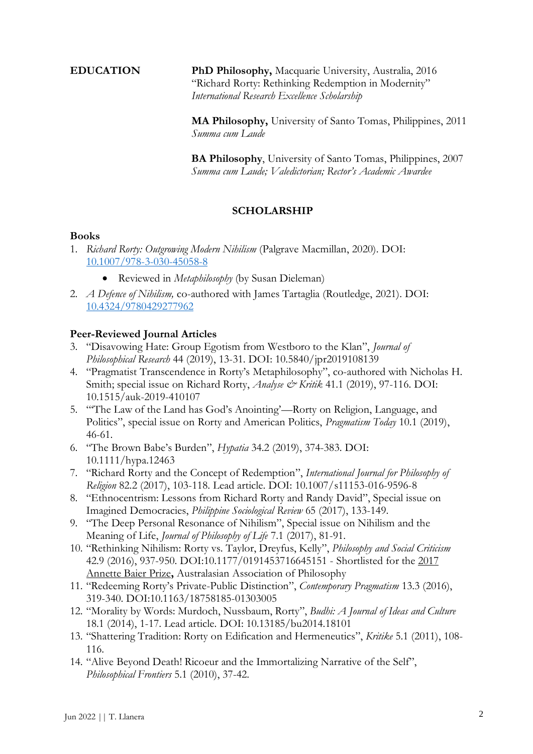**EDUCATION**

**PhD Philosophy,** Macquarie University, Australia, 2016
"Richard Rorty: Rethinking Redemption in Modernity"
*International Research Excellence Scholarship*

**MA Philosophy,** University of Santo Tomas, Philippines, 2011
*Summa cum Laude*

**BA Philosophy**, University of Santo Tomas, Philippines, 2007
*Summa cum Laude; Valedictorian; Rector's Academic Awardee*

## SCHOLARSHIP

### Books

1. *Richard Rorty: Outgrowing Modern Nihilism* (Palgrave Macmillan, 2020). DOI: [10.1007/978-3-030-45058-8](https://doi.org/10.1007/978-3-030-45058-8)
    - Reviewed in *Metaphilosophy* (by Susan Dieleman)
2. *A Defence of Nihilism,* co-authored with James Tartaglia (Routledge, 2021). DOI: [10.4324/9780429277962](https://doi.org/10.4324/9780429277962)

### Peer-Reviewed Journal Articles

3. "Disavowing Hate: Group Egotism from Westboro to the Klan", *Journal of Philosophical Research* 44 (2019), 13-31. DOI: 10.5840/jpr2019108139
4. "Pragmatist Transcendence in Rorty's Metaphilosophy", co-authored with Nicholas H. Smith; special issue on Richard Rorty, *Analyse & Kritik* 41.1 (2019), 97-116. DOI: 10.1515/auk-2019-410107
5. "'The Law of the Land has God's Anointing'—Rorty on Religion, Language, and Politics", special issue on Rorty and American Politics, *Pragmatism Today* 10.1 (2019), 46-61.
6. "The Brown Babe's Burden", *Hypatia* 34.2 (2019), 374-383. DOI: 10.1111/hypa.12463
7. "Richard Rorty and the Concept of Redemption", *International Journal for Philosophy of Religion* 82.2 (2017), 103-118. Lead article. DOI: 10.1007/s11153-016-9596-8
8. "Ethnocentrism: Lessons from Richard Rorty and Randy David", Special issue on Imagined Democracies, *Philippine Sociological Review* 65 (2017), 133-149.
9. "The Deep Personal Resonance of Nihilism", Special issue on Nihilism and the Meaning of Life, *Journal of Philosophy of Life* 7.1 (2017), 81-91.
10. "Rethinking Nihilism: Rorty vs. Taylor, Dreyfus, Kelly", *Philosophy and Social Criticism* 42.9 (2016), 937-950. DOI:10.1177/0191453716645151 - Shortlisted for the 2017 Annette Baier Prize**,** Australasian Association of Philosophy
11. "Redeeming Rorty's Private-Public Distinction", *Contemporary Pragmatism* 13.3 (2016), 319-340. DOI:10.1163/18758185-01303005
12. "Morality by Words: Murdoch, Nussbaum, Rorty", *Budhi: A Journal of Ideas and Culture* 18.1 (2014), 1-17. Lead article. DOI: 10.13185/bu2014.18101
13. "Shattering Tradition: Rorty on Edification and Hermeneutics", *Kritike* 5.1 (2011), 108-116.
14. "Alive Beyond Death! Ricoeur and the Immortalizing Narrative of the Self", *Philosophical Frontiers* 5.1 (2010), 37-42.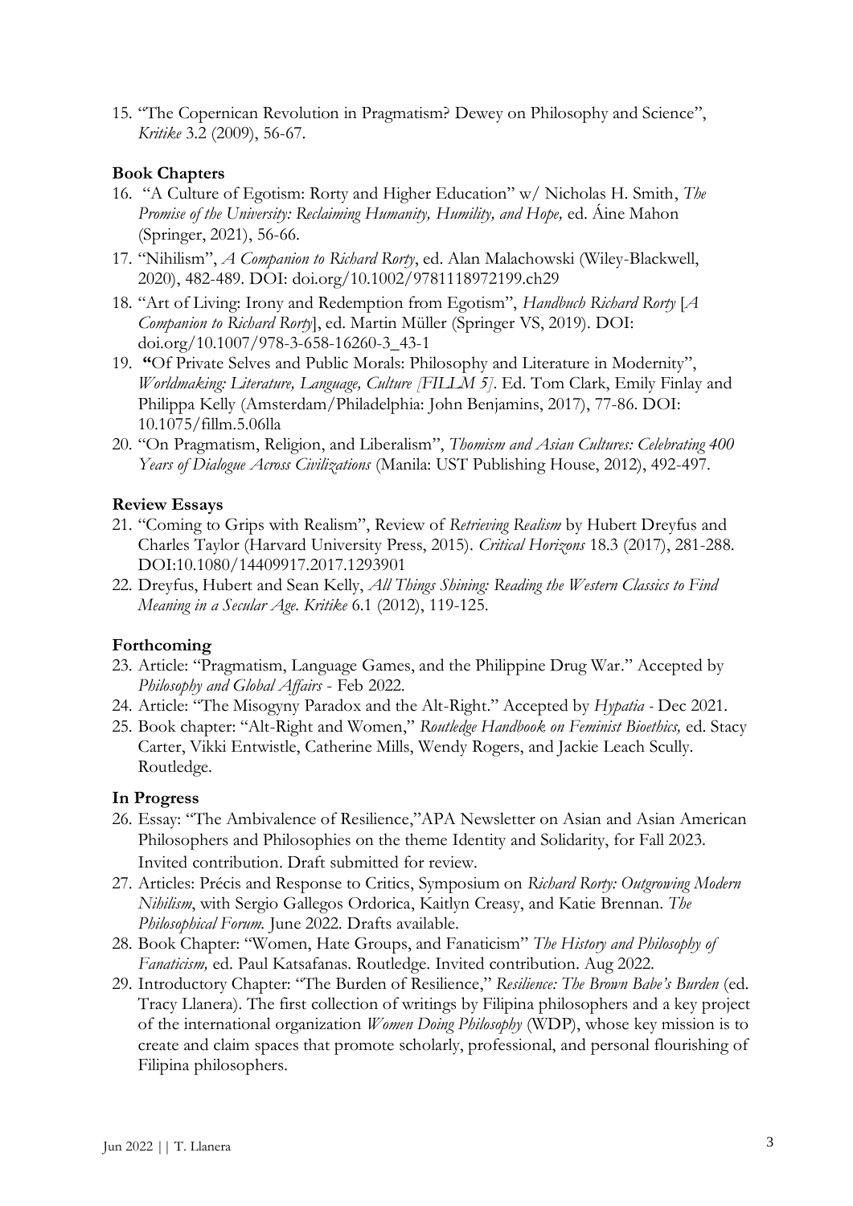15. "The Copernican Revolution in Pragmatism? Dewey on Philosophy and Science", *Kritike* 3.2 (2009), 56-67.

**Book Chapters**

16. "A Culture of Egotism: Rorty and Higher Education" w/ Nicholas H. Smith, *The Promise of the University: Reclaiming Humanity, Humility, and Hope,* ed. Áine Mahon (Springer, 2021), 56-66.
17. "Nihilism", *A Companion to Richard Rorty*, ed. Alan Malachowski (Wiley-Blackwell, 2020), 482-489. DOI: doi.org/10.1002/9781118972199.ch29
18. "Art of Living: Irony and Redemption from Egotism", *Handbuch Richard Rorty* [*A Companion to Richard Rorty*], ed. Martin Müller (Springer VS, 2019). DOI: doi.org/10.1007/978-3-658-16260-3_43-1
19. **"**Of Private Selves and Public Morals: Philosophy and Literature in Modernity", *Worldmaking: Literature, Language, Culture [FILLM 5]*. Ed. Tom Clark, Emily Finlay and Philippa Kelly (Amsterdam/Philadelphia: John Benjamins, 2017), 77-86. DOI: 10.1075/fillm.5.06lla
20. "On Pragmatism, Religion, and Liberalism", *Thomism and Asian Cultures: Celebrating 400 Years of Dialogue Across Civilizations* (Manila: UST Publishing House, 2012), 492-497.

**Review Essays**

21. "Coming to Grips with Realism", Review of *Retrieving Realism* by Hubert Dreyfus and Charles Taylor (Harvard University Press, 2015). *Critical Horizons* 18.3 (2017), 281-288. DOI:10.1080/14409917.2017.1293901
22. Dreyfus, Hubert and Sean Kelly, *All Things Shining: Reading the Western Classics to Find Meaning in a Secular Age. Kritike* 6.1 (2012), 119-125.

**Forthcoming**

23. Article: "Pragmatism, Language Games, and the Philippine Drug War." Accepted by *Philosophy and Global Affairs* - Feb 2022.
24. Article: "The Misogyny Paradox and the Alt-Right." Accepted by *Hypatia* - Dec 2021.
25. Book chapter: "Alt-Right and Women," *Routledge Handbook on Feminist Bioethics,* ed. Stacy Carter, Vikki Entwistle, Catherine Mills, Wendy Rogers, and Jackie Leach Scully. Routledge.

**In Progress**

26. Essay: "The Ambivalence of Resilience,"APA Newsletter on Asian and Asian American Philosophers and Philosophies on the theme Identity and Solidarity, for Fall 2023. Invited contribution. Draft submitted for review.
27. Articles: Précis and Response to Critics, Symposium on *Richard Rorty: Outgrowing Modern Nihilism*, with Sergio Gallegos Ordorica, Kaitlyn Creasy, and Katie Brennan. *The Philosophical Forum.* June 2022. Drafts available.
28. Book Chapter: "Women, Hate Groups, and Fanaticism" *The History and Philosophy of Fanaticism,* ed. Paul Katsafanas. Routledge. Invited contribution. Aug 2022.
29. Introductory Chapter: "The Burden of Resilience," *Resilience: The Brown Babe's Burden* (ed. Tracy Llanera). The first collection of writings by Filipina philosophers and a key project of the international organization *Women Doing Philosophy* (WDP), whose key mission is to create and claim spaces that promote scholarly, professional, and personal flourishing of Filipina philosophers.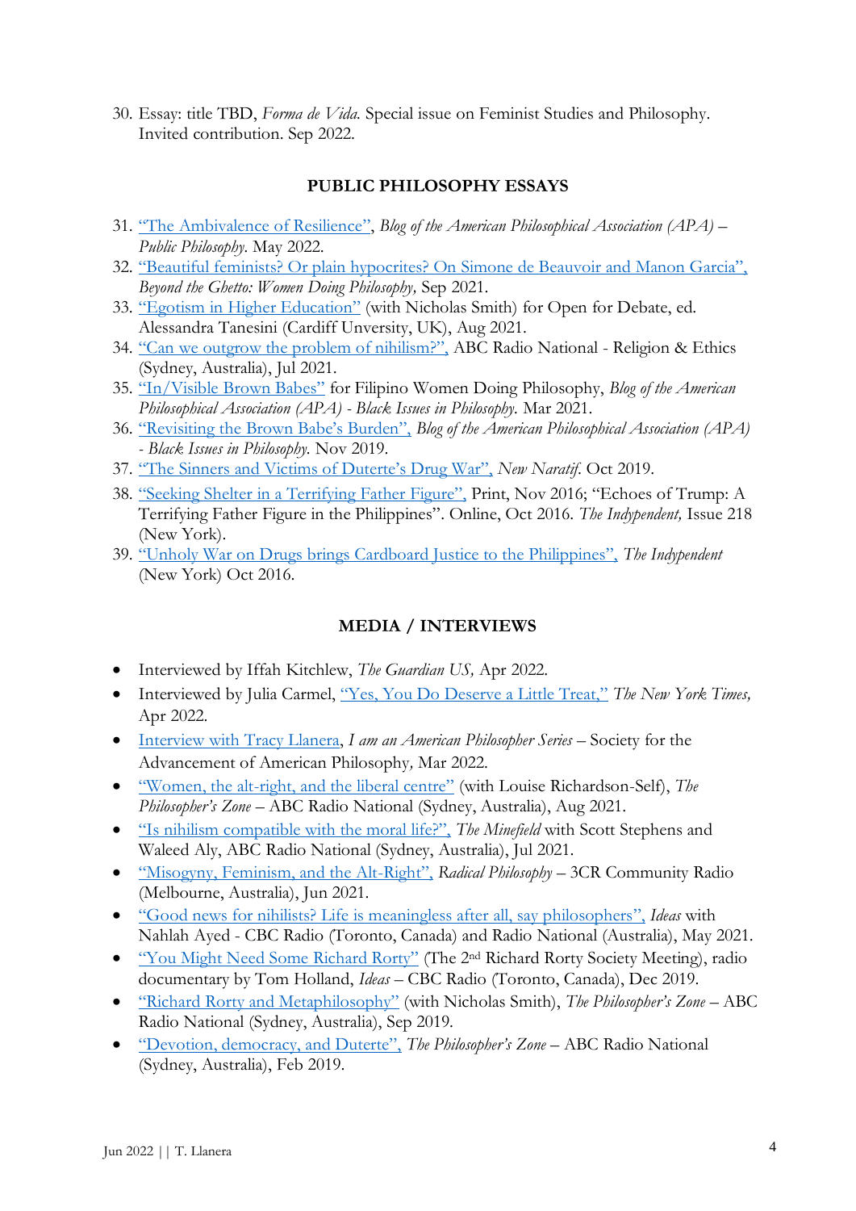30. Essay: title TBD, *Forma de Vida*. Special issue on Feminist Studies and Philosophy. Invited contribution. Sep 2022.

## PUBLIC PHILOSOPHY ESSAYS

31. "The Ambivalence of Resilience", *Blog of the American Philosophical Association (APA) – Public Philosophy*. May 2022.
32. "Beautiful feminists? Or plain hypocrites? On Simone de Beauvoir and Manon Garcia", *Beyond the Ghetto: Women Doing Philosophy*, Sep 2021.
33. "Egotism in Higher Education" (with Nicholas Smith) for Open for Debate, ed. Alessandra Tanesini (Cardiff Unversity, UK), Aug 2021.
34. "Can we outgrow the problem of nihilism?", ABC Radio National - Religion & Ethics (Sydney, Australia), Jul 2021.
35. "In/Visible Brown Babes" for Filipino Women Doing Philosophy, *Blog of the American Philosophical Association (APA) - Black Issues in Philosophy*. Mar 2021.
36. "Revisiting the Brown Babe's Burden", *Blog of the American Philosophical Association (APA) - Black Issues in Philosophy*. Nov 2019.
37. "The Sinners and Victims of Duterte's Drug War", *New Naratif*. Oct 2019.
38. "Seeking Shelter in a Terrifying Father Figure", Print, Nov 2016; "Echoes of Trump: A Terrifying Father Figure in the Philippines". Online, Oct 2016. *The Indypendent,* Issue 218 (New York).
39. "Unholy War on Drugs brings Cardboard Justice to the Philippines", *The Indypendent* (New York) Oct 2016.

## MEDIA / INTERVIEWS

- Interviewed by Iffah Kitchlew, *The Guardian US,* Apr 2022.
- Interviewed by Julia Carmel, "Yes, You Do Deserve a Little Treat," *The New York Times,* Apr 2022.
- Interview with Tracy Llanera, *I am an American Philosopher Series* – Society for the Advancement of American Philosophy*,* Mar 2022.
- "Women, the alt-right, and the liberal centre" (with Louise Richardson-Self), *The Philosopher's Zone* – ABC Radio National (Sydney, Australia), Aug 2021.
- "Is nihilism compatible with the moral life?", *The Minefield* with Scott Stephens and Waleed Aly, ABC Radio National (Sydney, Australia), Jul 2021.
- "Misogyny, Feminism, and the Alt-Right", *Radical Philosophy* – 3CR Community Radio (Melbourne, Australia), Jun 2021.
- "Good news for nihilists? Life is meaningless after all, say philosophers", *Ideas* with Nahlah Ayed - CBC Radio (Toronto, Canada) and Radio National (Australia), May 2021.
- "You Might Need Some Richard Rorty" (The 2nd Richard Rorty Society Meeting), radio documentary by Tom Holland, *Ideas* – CBC Radio (Toronto, Canada), Dec 2019.
- "Richard Rorty and Metaphilosophy" (with Nicholas Smith), *The Philosopher's Zone* – ABC Radio National (Sydney, Australia), Sep 2019.
- "Devotion, democracy, and Duterte", *The Philosopher's Zone* – ABC Radio National (Sydney, Australia), Feb 2019.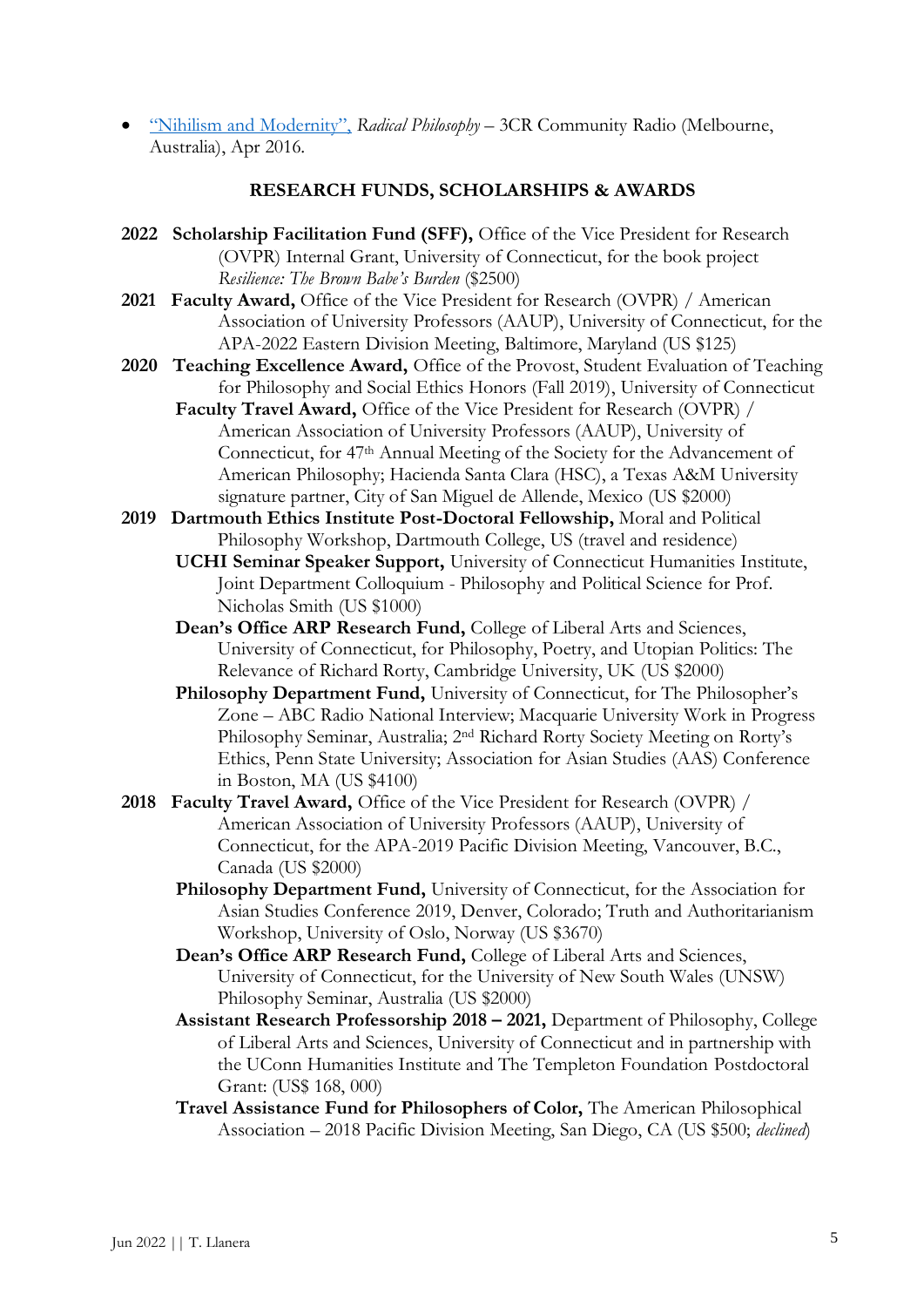- "Nihilism and Modernity", *Radical Philosophy* – 3CR Community Radio (Melbourne, Australia), Apr 2016.

## RESEARCH FUNDS, SCHOLARSHIPS & AWARDS

**2022** **Scholarship Facilitation Fund (SFF),** Office of the Vice President for Research (OVPR) Internal Grant, University of Connecticut, for the book project *Resilience: The Brown Babe's Burden* ($2500)

**2021** **Faculty Award,** Office of the Vice President for Research (OVPR) / American Association of University Professors (AAUP), University of Connecticut, for the APA-2022 Eastern Division Meeting, Baltimore, Maryland (US $125)

**2020** **Teaching Excellence Award,** Office of the Provost, Student Evaluation of Teaching for Philosophy and Social Ethics Honors (Fall 2019), University of Connecticut

**Faculty Travel Award,** Office of the Vice President for Research (OVPR) / American Association of University Professors (AAUP), University of Connecticut, for 47th Annual Meeting of the Society for the Advancement of American Philosophy; Hacienda Santa Clara (HSC), a Texas A&M University signature partner, City of San Miguel de Allende, Mexico (US $2000)

**2019** **Dartmouth Ethics Institute Post-Doctoral Fellowship,** Moral and Political Philosophy Workshop, Dartmouth College, US (travel and residence)

**UCHI Seminar Speaker Support,** University of Connecticut Humanities Institute, Joint Department Colloquium - Philosophy and Political Science for Prof. Nicholas Smith (US $1000)

**Dean's Office ARP Research Fund,** College of Liberal Arts and Sciences, University of Connecticut, for Philosophy, Poetry, and Utopian Politics: The Relevance of Richard Rorty, Cambridge University, UK (US $2000)

**Philosophy Department Fund,** University of Connecticut, for The Philosopher's Zone – ABC Radio National Interview; Macquarie University Work in Progress Philosophy Seminar, Australia; 2nd Richard Rorty Society Meeting on Rorty's Ethics, Penn State University; Association for Asian Studies (AAS) Conference in Boston, MA (US $4100)

**2018** **Faculty Travel Award,** Office of the Vice President for Research (OVPR) / American Association of University Professors (AAUP), University of Connecticut, for the APA-2019 Pacific Division Meeting, Vancouver, B.C., Canada (US $2000)

**Philosophy Department Fund,** University of Connecticut, for the Association for Asian Studies Conference 2019, Denver, Colorado; Truth and Authoritarianism Workshop, University of Oslo, Norway (US $3670)

**Dean's Office ARP Research Fund,** College of Liberal Arts and Sciences, University of Connecticut, for the University of New South Wales (UNSW) Philosophy Seminar, Australia (US $2000)

**Assistant Research Professorship 2018 – 2021,** Department of Philosophy, College of Liberal Arts and Sciences, University of Connecticut and in partnership with the UConn Humanities Institute and The Templeton Foundation Postdoctoral Grant: (US$ 168, 000)

**Travel Assistance Fund for Philosophers of Color,** The American Philosophical Association – 2018 Pacific Division Meeting, San Diego, CA (US $500; *declined*)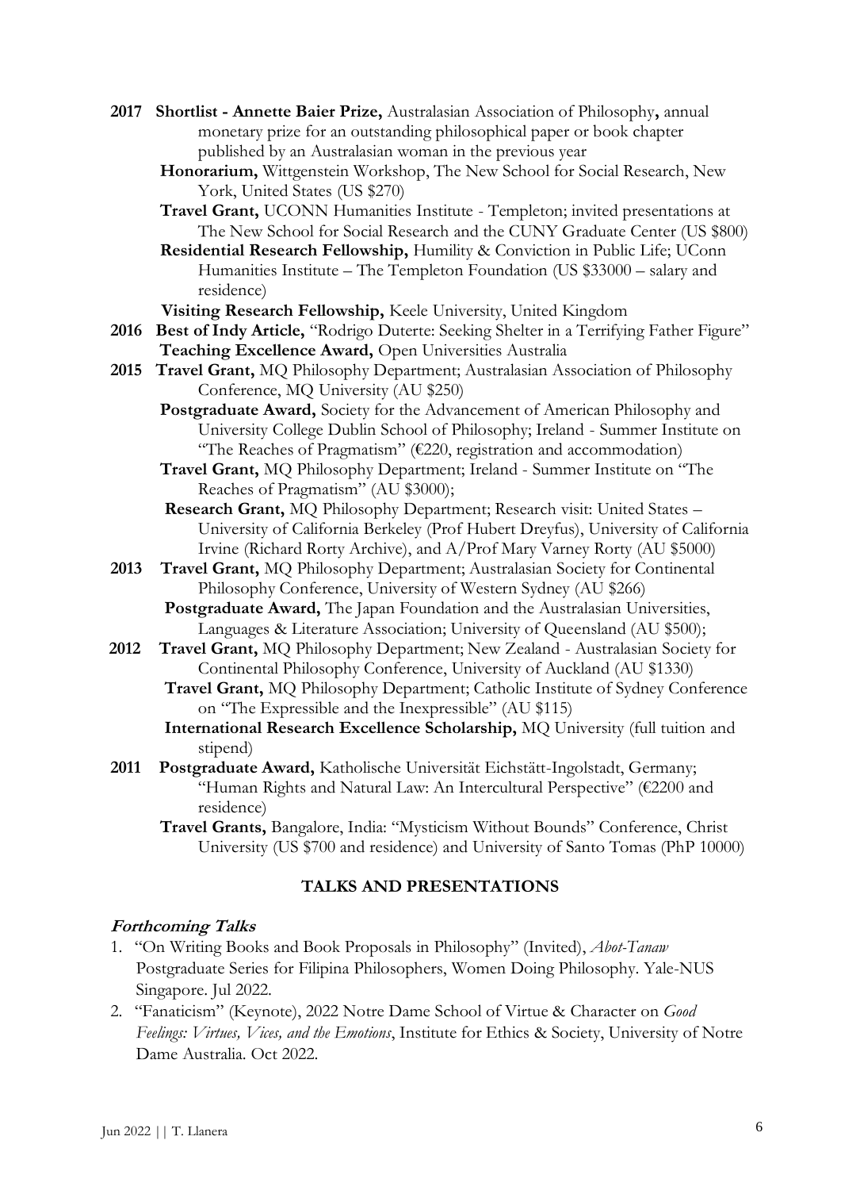**2017** **Shortlist - Annette Baier Prize,** Australasian Association of Philosophy**,** annual monetary prize for an outstanding philosophical paper or book chapter published by an Australasian woman in the previous year

**Honorarium,** Wittgenstein Workshop, The New School for Social Research, New York, United States (US $270)

**Travel Grant,** UCONN Humanities Institute - Templeton; invited presentations at The New School for Social Research and the CUNY Graduate Center (US $800)

**Residential Research Fellowship,** Humility & Conviction in Public Life; UConn Humanities Institute – The Templeton Foundation (US $33000 – salary and residence)

**Visiting Research Fellowship,** Keele University, United Kingdom

**2016** **Best of Indy Article,** "Rodrigo Duterte: Seeking Shelter in a Terrifying Father Figure"

**Teaching Excellence Award,** Open Universities Australia

**2015** **Travel Grant,** MQ Philosophy Department; Australasian Association of Philosophy Conference, MQ University (AU $250)

**Postgraduate Award,** Society for the Advancement of American Philosophy and University College Dublin School of Philosophy; Ireland - Summer Institute on "The Reaches of Pragmatism" (€220, registration and accommodation)

**Travel Grant,** MQ Philosophy Department; Ireland - Summer Institute on "The Reaches of Pragmatism" (AU $3000);

**Research Grant,** MQ Philosophy Department; Research visit: United States – University of California Berkeley (Prof Hubert Dreyfus), University of California Irvine (Richard Rorty Archive), and A/Prof Mary Varney Rorty (AU $5000)

**2013** **Travel Grant,** MQ Philosophy Department; Australasian Society for Continental Philosophy Conference, University of Western Sydney (AU $266)

**Postgraduate Award,** The Japan Foundation and the Australasian Universities, Languages & Literature Association; University of Queensland (AU $500);

**2012** **Travel Grant,** MQ Philosophy Department; New Zealand - Australasian Society for Continental Philosophy Conference, University of Auckland (AU $1330)

**Travel Grant,** MQ Philosophy Department; Catholic Institute of Sydney Conference on "The Expressible and the Inexpressible" (AU $115)

**International Research Excellence Scholarship,** MQ University (full tuition and stipend)

**2011** **Postgraduate Award,** Katholische Universität Eichstätt-Ingolstadt, Germany; "Human Rights and Natural Law: An Intercultural Perspective" (€2200 and residence)

**Travel Grants,** Bangalore, India: "Mysticism Without Bounds" Conference, Christ University (US $700 and residence) and University of Santo Tomas (PhP 10000)

## TALKS AND PRESENTATIONS

### *Forthcoming Talks*

1. "On Writing Books and Book Proposals in Philosophy" (Invited), *Abot-Tanaw* Postgraduate Series for Filipina Philosophers, Women Doing Philosophy. Yale-NUS Singapore. Jul 2022.
2. "Fanaticism" (Keynote), 2022 Notre Dame School of Virtue & Character on *Good Feelings: Virtues, Vices, and the Emotions*, Institute for Ethics & Society, University of Notre Dame Australia. Oct 2022.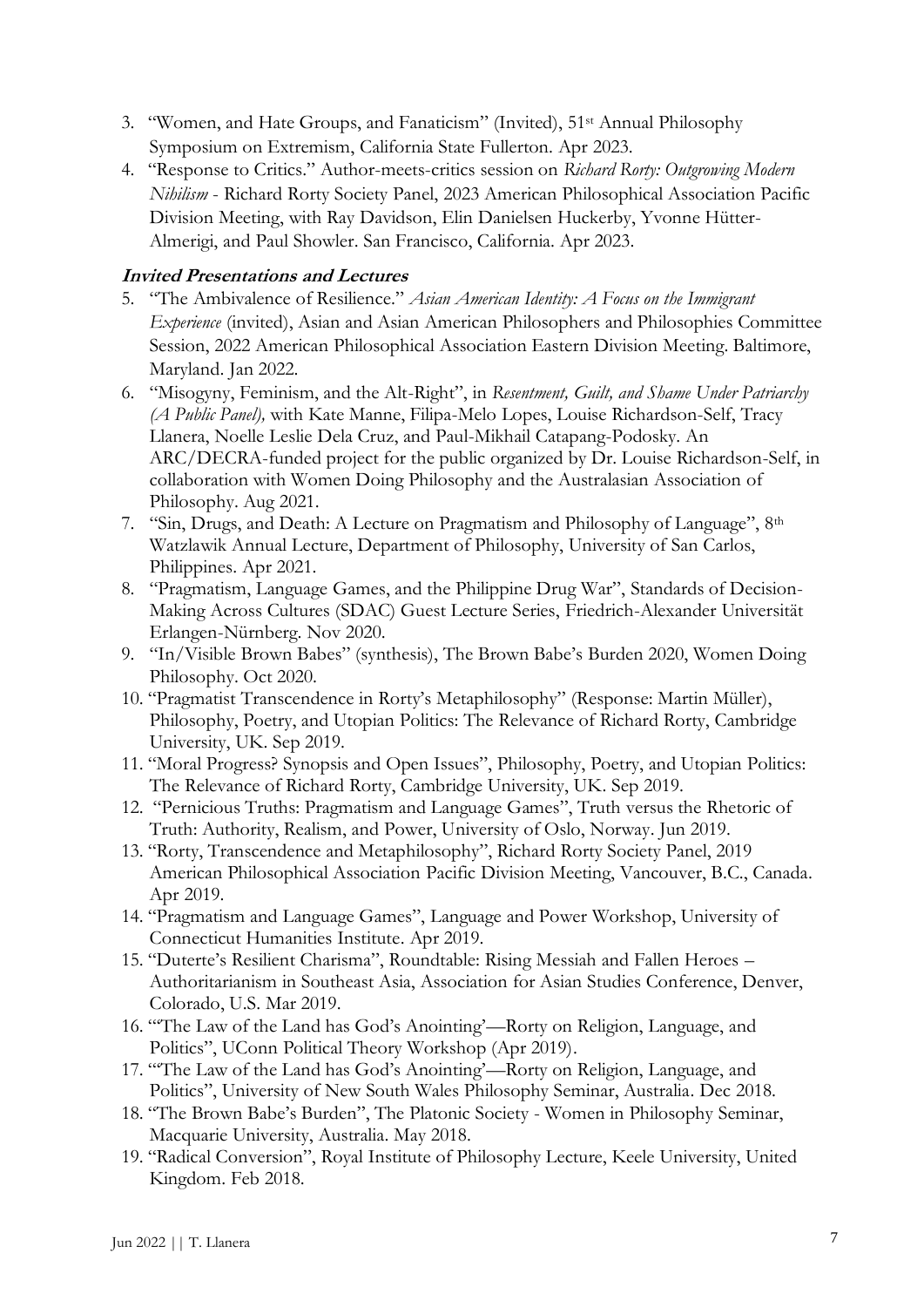3. "Women, and Hate Groups, and Fanaticism" (Invited), 51st Annual Philosophy Symposium on Extremism, California State Fullerton. Apr 2023.
4. "Response to Critics." Author-meets-critics session on *Richard Rorty: Outgrowing Modern Nihilism* - Richard Rorty Society Panel, 2023 American Philosophical Association Pacific Division Meeting, with Ray Davidson, Elin Danielsen Huckerby, Yvonne Hütter-Almerigi, and Paul Showler. San Francisco, California. Apr 2023.

***Invited Presentations and Lectures***

5. "The Ambivalence of Resilience." *Asian American Identity: A Focus on the Immigrant Experience* (invited), Asian and Asian American Philosophers and Philosophies Committee Session, 2022 American Philosophical Association Eastern Division Meeting. Baltimore, Maryland. Jan 2022.
6. "Misogyny, Feminism, and the Alt-Right", in *Resentment, Guilt, and Shame Under Patriarchy (A Public Panel),* with Kate Manne, Filipa-Melo Lopes, Louise Richardson-Self, Tracy Llanera, Noelle Leslie Dela Cruz, and Paul-Mikhail Catapang-Podosky. An ARC/DECRA-funded project for the public organized by Dr. Louise Richardson-Self, in collaboration with Women Doing Philosophy and the Australasian Association of Philosophy. Aug 2021.
7. "Sin, Drugs, and Death: A Lecture on Pragmatism and Philosophy of Language", 8th Watzlawik Annual Lecture, Department of Philosophy, University of San Carlos, Philippines. Apr 2021.
8. "Pragmatism, Language Games, and the Philippine Drug War", Standards of Decision-Making Across Cultures (SDAC) Guest Lecture Series, Friedrich-Alexander Universität Erlangen-Nürnberg. Nov 2020.
9. "In/Visible Brown Babes" (synthesis), The Brown Babe's Burden 2020, Women Doing Philosophy. Oct 2020.
10. "Pragmatist Transcendence in Rorty's Metaphilosophy" (Response: Martin Müller), Philosophy, Poetry, and Utopian Politics: The Relevance of Richard Rorty, Cambridge University, UK. Sep 2019.
11. "Moral Progress? Synopsis and Open Issues", Philosophy, Poetry, and Utopian Politics: The Relevance of Richard Rorty, Cambridge University, UK. Sep 2019.
12. "Pernicious Truths: Pragmatism and Language Games", Truth versus the Rhetoric of Truth: Authority, Realism, and Power, University of Oslo, Norway. Jun 2019.
13. "Rorty, Transcendence and Metaphilosophy", Richard Rorty Society Panel, 2019 American Philosophical Association Pacific Division Meeting, Vancouver, B.C., Canada. Apr 2019.
14. "Pragmatism and Language Games", Language and Power Workshop, University of Connecticut Humanities Institute. Apr 2019.
15. "Duterte's Resilient Charisma", Roundtable: Rising Messiah and Fallen Heroes – Authoritarianism in Southeast Asia, Association for Asian Studies Conference, Denver, Colorado, U.S. Mar 2019.
16. "'The Law of the Land has God's Anointing'—Rorty on Religion, Language, and Politics", UConn Political Theory Workshop (Apr 2019).
17. "'The Law of the Land has God's Anointing'—Rorty on Religion, Language, and Politics", University of New South Wales Philosophy Seminar, Australia. Dec 2018.
18. "The Brown Babe's Burden", The Platonic Society - Women in Philosophy Seminar, Macquarie University, Australia. May 2018.
19. "Radical Conversion", Royal Institute of Philosophy Lecture, Keele University, United Kingdom. Feb 2018.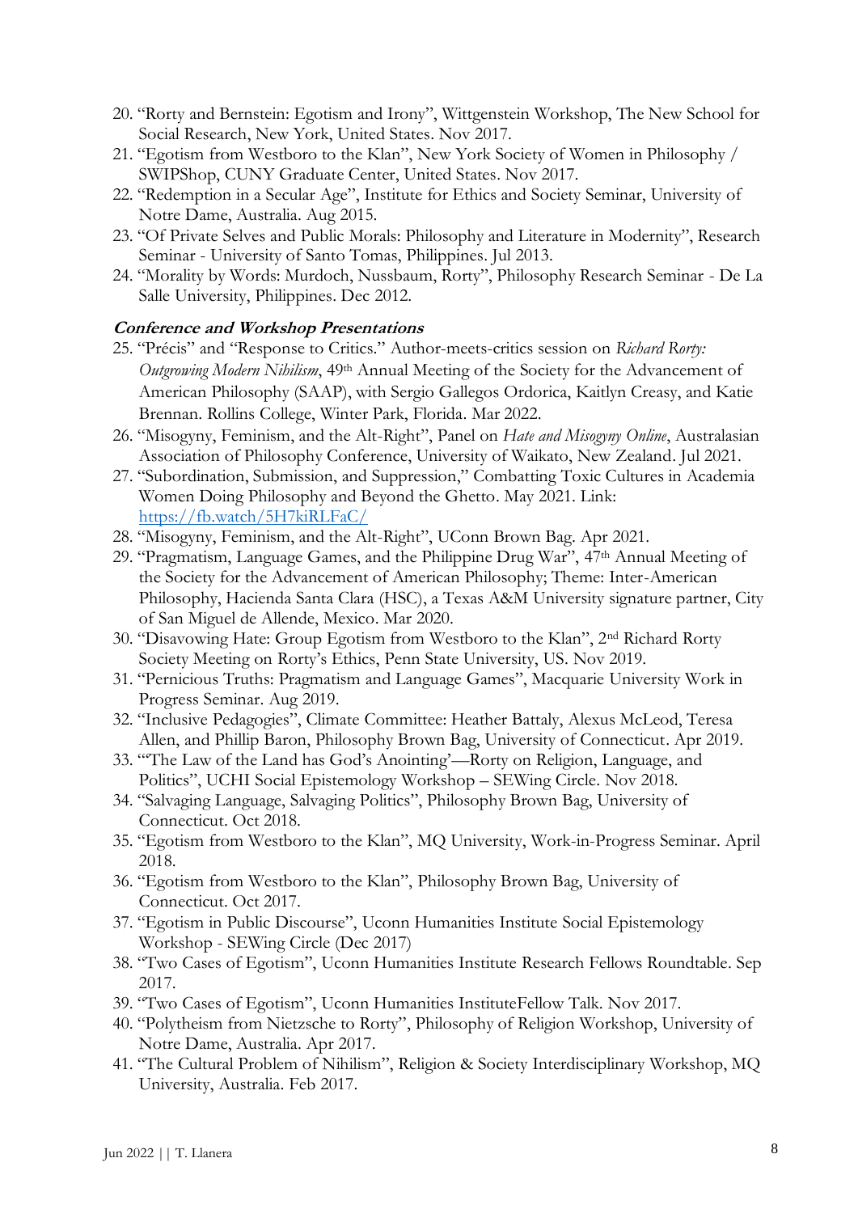20. "Rorty and Bernstein: Egotism and Irony", Wittgenstein Workshop, The New School for Social Research, New York, United States. Nov 2017.
21. "Egotism from Westboro to the Klan", New York Society of Women in Philosophy / SWIPShop, CUNY Graduate Center, United States. Nov 2017.
22. "Redemption in a Secular Age", Institute for Ethics and Society Seminar, University of Notre Dame, Australia. Aug 2015.
23. "Of Private Selves and Public Morals: Philosophy and Literature in Modernity", Research Seminar - University of Santo Tomas, Philippines. Jul 2013.
24. "Morality by Words: Murdoch, Nussbaum, Rorty", Philosophy Research Seminar - De La Salle University, Philippines. Dec 2012.

### Conference and Workshop Presentations

25. "Précis" and "Response to Critics." Author-meets-critics session on *Richard Rorty: Outgrowing Modern Nihilism*, 49th Annual Meeting of the Society for the Advancement of American Philosophy (SAAP), with Sergio Gallegos Ordorica, Kaitlyn Creasy, and Katie Brennan. Rollins College, Winter Park, Florida. Mar 2022.
26. "Misogyny, Feminism, and the Alt-Right", Panel on *Hate and Misogyny Online*, Australasian Association of Philosophy Conference, University of Waikato, New Zealand. Jul 2021.
27. "Subordination, Submission, and Suppression," Combatting Toxic Cultures in Academia Women Doing Philosophy and Beyond the Ghetto. May 2021. Link: https://fb.watch/5H7kiRLFaC/
28. "Misogyny, Feminism, and the Alt-Right", UConn Brown Bag. Apr 2021.
29. "Pragmatism, Language Games, and the Philippine Drug War", 47th Annual Meeting of the Society for the Advancement of American Philosophy; Theme: Inter-American Philosophy, Hacienda Santa Clara (HSC), a Texas A&M University signature partner, City of San Miguel de Allende, Mexico. Mar 2020.
30. "Disavowing Hate: Group Egotism from Westboro to the Klan", 2nd Richard Rorty Society Meeting on Rorty's Ethics, Penn State University, US. Nov 2019.
31. "Pernicious Truths: Pragmatism and Language Games", Macquarie University Work in Progress Seminar. Aug 2019.
32. "Inclusive Pedagogies", Climate Committee: Heather Battaly, Alexus McLeod, Teresa Allen, and Phillip Baron, Philosophy Brown Bag, University of Connecticut. Apr 2019.
33. "'The Law of the Land has God's Anointing'—Rorty on Religion, Language, and Politics", UCHI Social Epistemology Workshop – SEWing Circle. Nov 2018.
34. "Salvaging Language, Salvaging Politics", Philosophy Brown Bag, University of Connecticut. Oct 2018.
35. "Egotism from Westboro to the Klan", MQ University, Work-in-Progress Seminar. April 2018.
36. "Egotism from Westboro to the Klan", Philosophy Brown Bag, University of Connecticut. Oct 2017.
37. "Egotism in Public Discourse", Uconn Humanities Institute Social Epistemology Workshop - SEWing Circle (Dec 2017)
38. "Two Cases of Egotism", Uconn Humanities Institute Research Fellows Roundtable. Sep 2017.
39. "Two Cases of Egotism", Uconn Humanities InstituteFellow Talk. Nov 2017.
40. "Polytheism from Nietzsche to Rorty", Philosophy of Religion Workshop, University of Notre Dame, Australia. Apr 2017.
41. "The Cultural Problem of Nihilism", Religion & Society Interdisciplinary Workshop, MQ University, Australia. Feb 2017.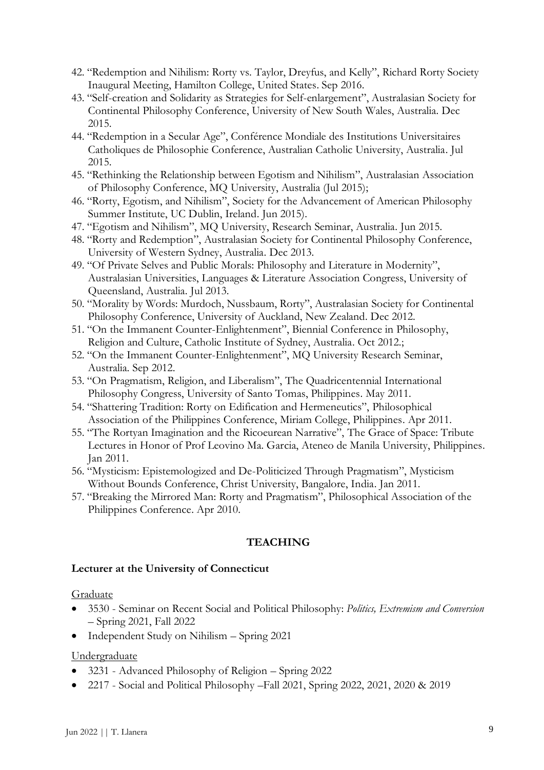42. "Redemption and Nihilism: Rorty vs. Taylor, Dreyfus, and Kelly", Richard Rorty Society Inaugural Meeting, Hamilton College, United States. Sep 2016.
43. "Self-creation and Solidarity as Strategies for Self-enlargement", Australasian Society for Continental Philosophy Conference, University of New South Wales, Australia. Dec 2015.
44. "Redemption in a Secular Age", Conférence Mondiale des Institutions Universitaires Catholiques de Philosophie Conference, Australian Catholic University, Australia. Jul 2015.
45. "Rethinking the Relationship between Egotism and Nihilism", Australasian Association of Philosophy Conference, MQ University, Australia (Jul 2015);
46. "Rorty, Egotism, and Nihilism", Society for the Advancement of American Philosophy Summer Institute, UC Dublin, Ireland. Jun 2015).
47. "Egotism and Nihilism", MQ University, Research Seminar, Australia. Jun 2015.
48. "Rorty and Redemption", Australasian Society for Continental Philosophy Conference, University of Western Sydney, Australia. Dec 2013.
49. "Of Private Selves and Public Morals: Philosophy and Literature in Modernity", Australasian Universities, Languages & Literature Association Congress, University of Queensland, Australia. Jul 2013.
50. "Morality by Words: Murdoch, Nussbaum, Rorty", Australasian Society for Continental Philosophy Conference, University of Auckland, New Zealand. Dec 2012.
51. "On the Immanent Counter-Enlightenment", Biennial Conference in Philosophy, Religion and Culture, Catholic Institute of Sydney, Australia. Oct 2012.;
52. "On the Immanent Counter-Enlightenment", MQ University Research Seminar, Australia. Sep 2012.
53. "On Pragmatism, Religion, and Liberalism", The Quadricentennial International Philosophy Congress, University of Santo Tomas, Philippines. May 2011.
54. "Shattering Tradition: Rorty on Edification and Hermeneutics", Philosophical Association of the Philippines Conference, Miriam College, Philippines. Apr 2011.
55. "The Rortyan Imagination and the Ricoeurean Narrative", The Grace of Space: Tribute Lectures in Honor of Prof Leovino Ma. Garcia, Ateneo de Manila University, Philippines. Jan 2011.
56. "Mysticism: Epistemologized and De-Politicized Through Pragmatism", Mysticism Without Bounds Conference, Christ University, Bangalore, India. Jan 2011.
57. "Breaking the Mirrored Man: Rorty and Pragmatism", Philosophical Association of the Philippines Conference. Apr 2010.

## TEACHING

### Lecturer at the University of Connecticut

Graduate

- 3530 - Seminar on Recent Social and Political Philosophy: *Politics, Extremism and Conversion* – Spring 2021, Fall 2022
- Independent Study on Nihilism – Spring 2021

Undergraduate

- 3231 - Advanced Philosophy of Religion – Spring 2022
- 2217 - Social and Political Philosophy –Fall 2021, Spring 2022, 2021, 2020 & 2019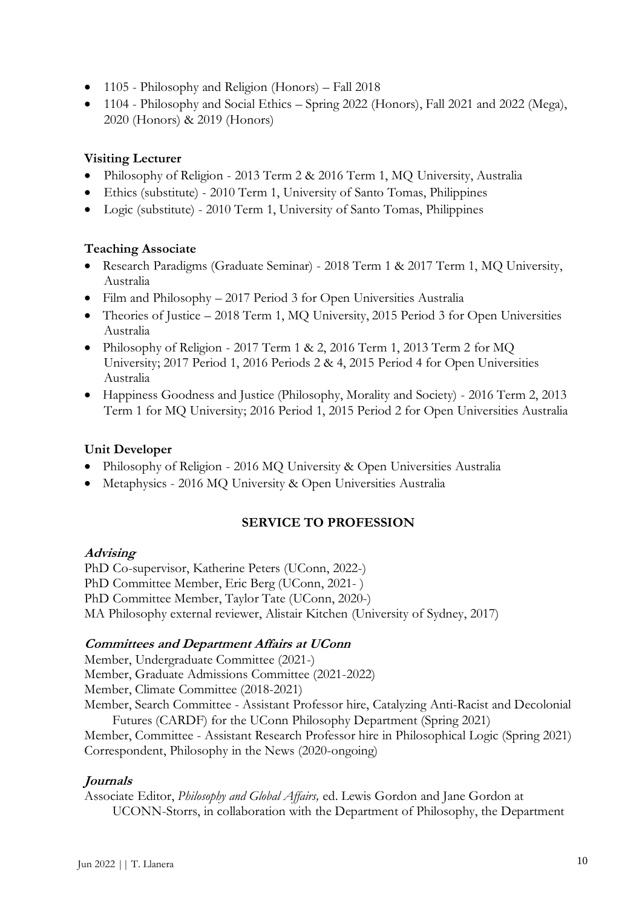- 1105 - Philosophy and Religion (Honors) – Fall 2018
- 1104 - Philosophy and Social Ethics – Spring 2022 (Honors), Fall 2021 and 2022 (Mega), 2020 (Honors) & 2019 (Honors)

**Visiting Lecturer**

- Philosophy of Religion - 2013 Term 2 & 2016 Term 1, MQ University, Australia
- Ethics (substitute) - 2010 Term 1, University of Santo Tomas, Philippines
- Logic (substitute) - 2010 Term 1, University of Santo Tomas, Philippines

**Teaching Associate**

- Research Paradigms (Graduate Seminar) - 2018 Term 1 & 2017 Term 1, MQ University, Australia
- Film and Philosophy – 2017 Period 3 for Open Universities Australia
- Theories of Justice – 2018 Term 1, MQ University, 2015 Period 3 for Open Universities Australia
- Philosophy of Religion - 2017 Term 1 & 2, 2016 Term 1, 2013 Term 2 for MQ University; 2017 Period 1, 2016 Periods 2 & 4, 2015 Period 4 for Open Universities Australia
- Happiness Goodness and Justice (Philosophy, Morality and Society) - 2016 Term 2, 2013 Term 1 for MQ University; 2016 Period 1, 2015 Period 2 for Open Universities Australia

**Unit Developer**

- Philosophy of Religion - 2016 MQ University & Open Universities Australia
- Metaphysics - 2016 MQ University & Open Universities Australia

## SERVICE TO PROFESSION

***Advising***

PhD Co-supervisor, Katherine Peters (UConn, 2022-)
PhD Committee Member, Eric Berg (UConn, 2021- )
PhD Committee Member, Taylor Tate (UConn, 2020-)
MA Philosophy external reviewer, Alistair Kitchen (University of Sydney, 2017)

***Committees and Department Affairs at UConn***

Member, Undergraduate Committee (2021-)
Member, Graduate Admissions Committee (2021-2022)
Member, Climate Committee (2018-2021)
Member, Search Committee - Assistant Professor hire, Catalyzing Anti-Racist and Decolonial Futures (CARDF) for the UConn Philosophy Department (Spring 2021)
Member, Committee - Assistant Research Professor hire in Philosophical Logic (Spring 2021)
Correspondent, Philosophy in the News (2020-ongoing)

***Journals***

Associate Editor, *Philosophy and Global Affairs,* ed. Lewis Gordon and Jane Gordon at UCONN-Storrs, in collaboration with the Department of Philosophy, the Department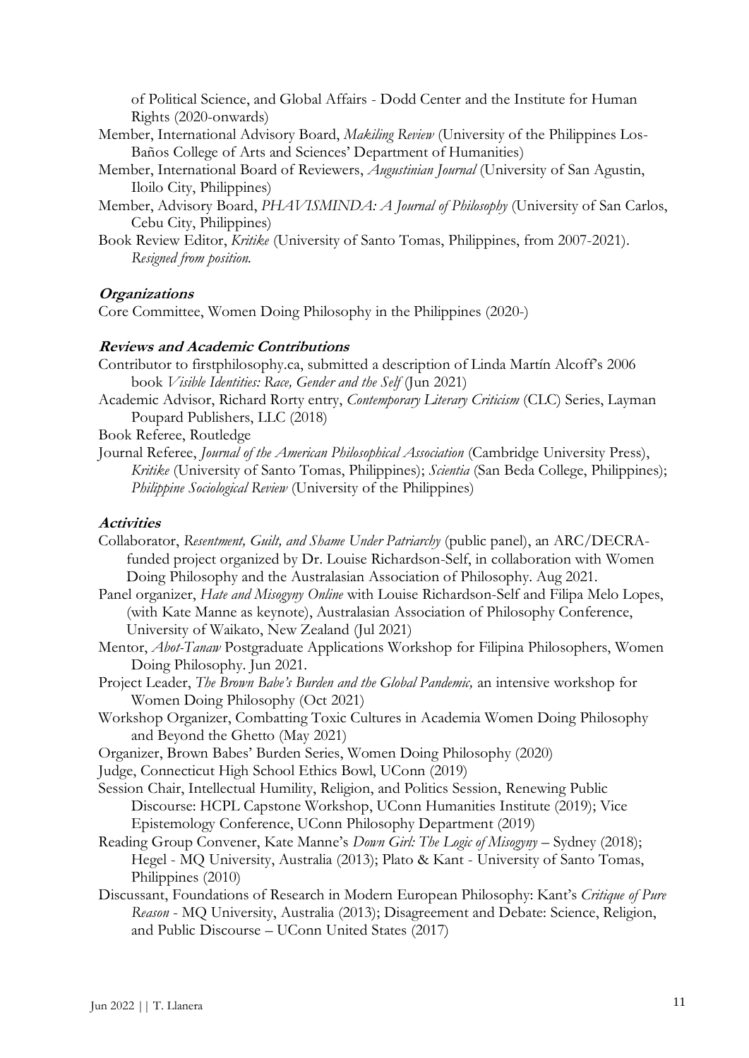of Political Science, and Global Affairs - Dodd Center and the Institute for Human Rights (2020-onwards)

Member, International Advisory Board, *Makiling Review* (University of the Philippines Los-Baños College of Arts and Sciences' Department of Humanities)

Member, International Board of Reviewers, *Augustinian Journal* (University of San Agustin, Iloilo City, Philippines)

Member, Advisory Board, *PHAVISMINDA: A Journal of Philosophy* (University of San Carlos, Cebu City, Philippines)

Book Review Editor, *Kritike* (University of Santo Tomas, Philippines, from 2007-2021). *Resigned from position.*

### *Organizations*

Core Committee, Women Doing Philosophy in the Philippines (2020-)

### *Reviews and Academic Contributions*

Contributor to firstphilosophy.ca, submitted a description of Linda Martín Alcoff's 2006 book *Visible Identities: Race, Gender and the Self* (Jun 2021)

Academic Advisor, Richard Rorty entry, *Contemporary Literary Criticism* (CLC) Series, Layman Poupard Publishers, LLC (2018)

Book Referee, Routledge

Journal Referee, *Journal of the American Philosophical Association* (Cambridge University Press), *Kritike* (University of Santo Tomas, Philippines); *Scientia* (San Beda College, Philippines); *Philippine Sociological Review* (University of the Philippines)

### *Activities*

Collaborator, *Resentment, Guilt, and Shame Under Patriarchy* (public panel), an ARC/DECRA-funded project organized by Dr. Louise Richardson-Self, in collaboration with Women Doing Philosophy and the Australasian Association of Philosophy. Aug 2021.

Panel organizer, *Hate and Misogyny Online* with Louise Richardson-Self and Filipa Melo Lopes, (with Kate Manne as keynote), Australasian Association of Philosophy Conference, University of Waikato, New Zealand (Jul 2021)

Mentor, *Abot-Tanaw* Postgraduate Applications Workshop for Filipina Philosophers, Women Doing Philosophy. Jun 2021.

Project Leader, *The Brown Babe's Burden and the Global Pandemic,* an intensive workshop for Women Doing Philosophy (Oct 2021)

Workshop Organizer, Combatting Toxic Cultures in Academia Women Doing Philosophy and Beyond the Ghetto (May 2021)

Organizer, Brown Babes' Burden Series, Women Doing Philosophy (2020)

Judge, Connecticut High School Ethics Bowl, UConn (2019)

Session Chair, Intellectual Humility, Religion, and Politics Session, Renewing Public Discourse: HCPL Capstone Workshop, UConn Humanities Institute (2019); Vice Epistemology Conference, UConn Philosophy Department (2019)

Reading Group Convener, Kate Manne's *Down Girl: The Logic of Misogyny* – Sydney (2018); Hegel - MQ University, Australia (2013); Plato & Kant - University of Santo Tomas, Philippines (2010)

Discussant, Foundations of Research in Modern European Philosophy: Kant's *Critique of Pure Reason* - MQ University, Australia (2013); Disagreement and Debate: Science, Religion, and Public Discourse – UConn United States (2017)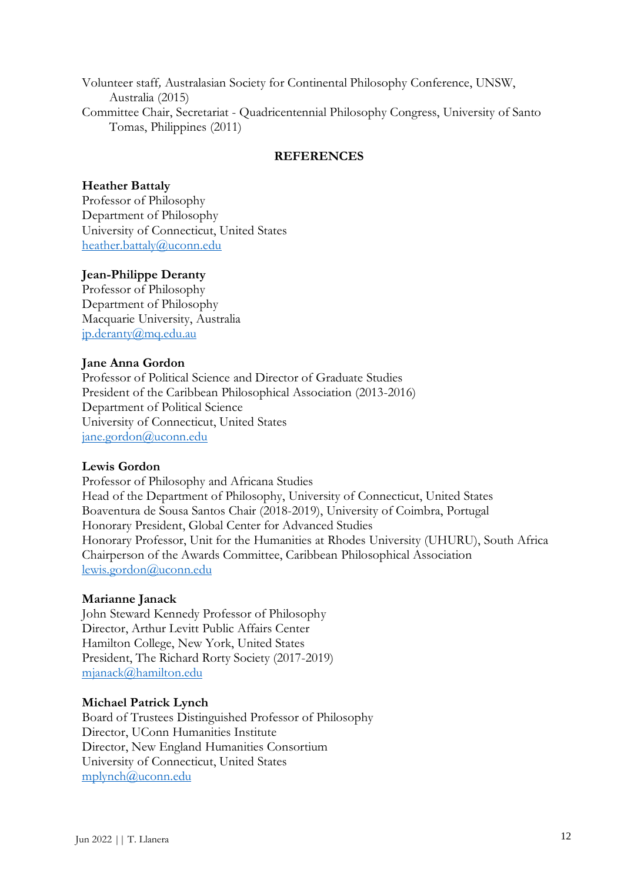Volunteer staff, Australasian Society for Continental Philosophy Conference, UNSW, Australia (2015)

Committee Chair, Secretariat - Quadricentennial Philosophy Congress, University of Santo Tomas, Philippines (2011)

## REFERENCES

**Heather Battaly**
Professor of Philosophy
Department of Philosophy
University of Connecticut, United States
heather.battaly@uconn.edu

**Jean-Philippe Deranty**
Professor of Philosophy
Department of Philosophy
Macquarie University, Australia
jp.deranty@mq.edu.au

**Jane Anna Gordon**
Professor of Political Science and Director of Graduate Studies
President of the Caribbean Philosophical Association (2013-2016)
Department of Political Science
University of Connecticut, United States
jane.gordon@uconn.edu

**Lewis Gordon**
Professor of Philosophy and Africana Studies
Head of the Department of Philosophy, University of Connecticut, United States
Boaventura de Sousa Santos Chair (2018-2019), University of Coimbra, Portugal
Honorary President, Global Center for Advanced Studies
Honorary Professor, Unit for the Humanities at Rhodes University (UHURU), South Africa
Chairperson of the Awards Committee, Caribbean Philosophical Association
lewis.gordon@uconn.edu

**Marianne Janack**
John Steward Kennedy Professor of Philosophy
Director, Arthur Levitt Public Affairs Center
Hamilton College, New York, United States
President, The Richard Rorty Society (2017-2019)
mjanack@hamilton.edu

**Michael Patrick Lynch**
Board of Trustees Distinguished Professor of Philosophy
Director, UConn Humanities Institute
Director, New England Humanities Consortium
University of Connecticut, United States
mplynch@uconn.edu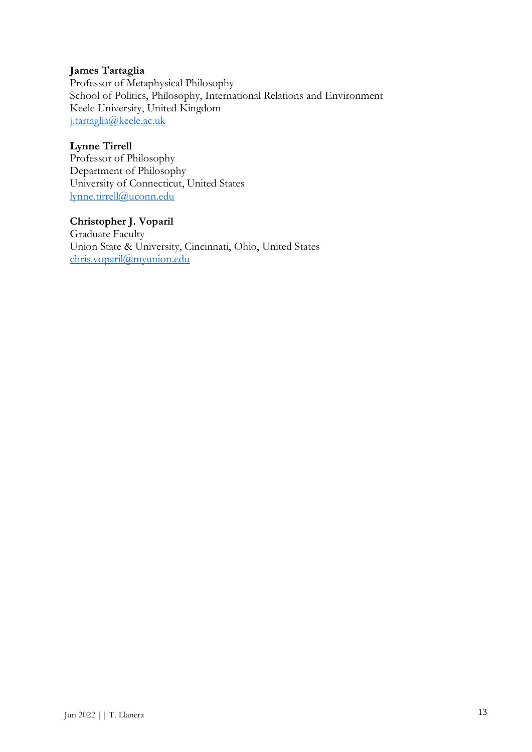**James Tartaglia**
Professor of Metaphysical Philosophy
School of Politics, Philosophy, International Relations and Environment
Keele University, United Kingdom
j.tartaglia@keele.ac.uk

**Lynne Tirrell**
Professor of Philosophy
Department of Philosophy
University of Connecticut, United States
lynne.tirrell@uconn.edu

**Christopher J. Voparil**
Graduate Faculty
Union State & University, Cincinnati, Ohio, United States
chris.voparil@myunion.edu